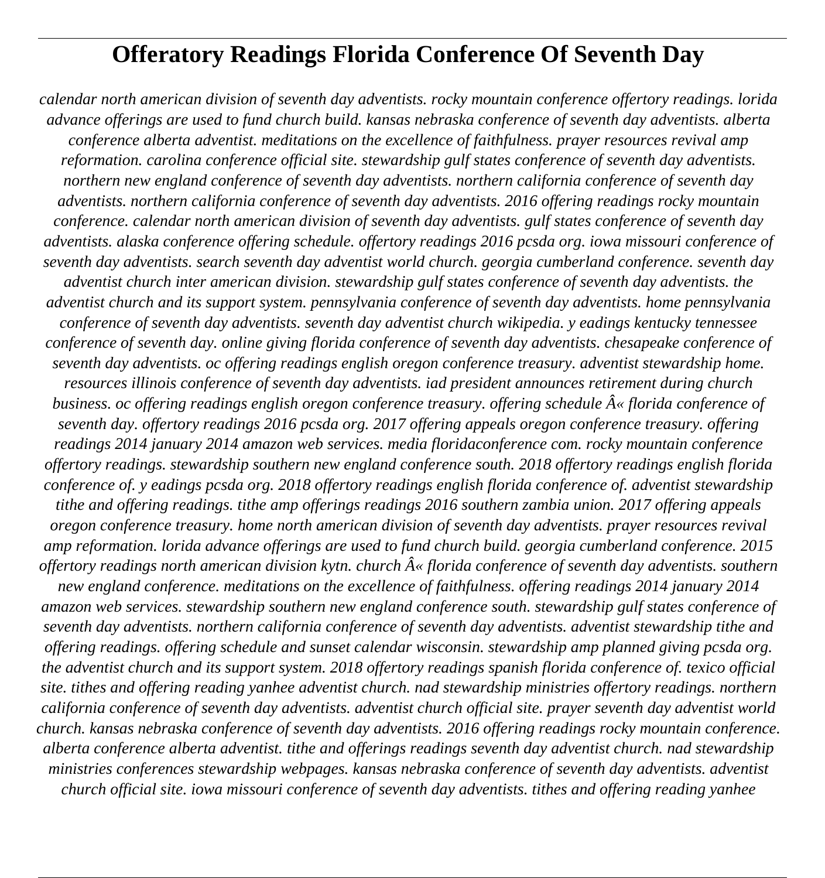# Offeratory Readings Florida Conference Of Seventh Day

*calendar north american division of seventh day adventists. rocky mountain conference offertory readings. lorida advance offerings are used to fund church build. kansas nebraska conference of seventh day adventists. alberta conference alberta adventist. meditations on the excellence of faithfulness. prayer resources revival amp reformation. carolina conference official site. stewardship gulf states conference of seventh day adventists. northern new england conference of seventh day adventists. northern california conference of seventh day adventists. northern california conference of seventh day adventists. 2016 offering readings rocky mountain conference. calendar north american division of seventh day adventists. gulf states conference of seventh day adventists. alaska conference offering schedule. offertory readings 2016 pcsda org. iowa missouri conference of seventh day adventists. search seventh day adventist world church. georgia cumberland conference. seventh day adventist church inter american division. stewardship gulf states conference of seventh day adventists. the adventist church and its support system. pennsylvania conference of seventh day adventists. home pennsylvania conference of seventh day adventists. seventh day adventist church wikipedia. y eadings kentucky tennessee conference of seventh day. online giving florida conference of seventh day adventists. chesapeake conference of seventh day adventists. oc offering readings english oregon conference treasury. adventist stewardship home. resources illinois conference of seventh day adventists. iad president announces retirement during church business. oc offering readings english oregon conference treasury. offering schedule Â« florida conference of seventh day. offertory readings 2016 pcsda org. 2017 offering appeals oregon conference treasury. offering readings 2014 january 2014 amazon web services. media floridaconference com. rocky mountain conference offertory readings. stewardship southern new england conference south. 2018 offertory readings english florida conference of. y eadings pcsda org. 2018 offertory readings english florida conference of. adventist stewardship tithe and offering readings. tithe amp offerings readings 2016 southern zambia union. 2017 offering appeals oregon conference treasury. home north american division of seventh day adventists. prayer resources revival amp reformation. lorida advance offerings are used to fund church build. georgia cumberland conference. 2015 offertory readings north american division kytn. church Â« florida conference of seventh day adventists. southern new england conference. meditations on the excellence of faithfulness. offering readings 2014 january 2014 amazon web services. stewardship southern new england conference south. stewardship gulf states conference of seventh day adventists. northern california conference of seventh day adventists. adventist stewardship tithe and offering readings. offering schedule and sunset calendar wisconsin. stewardship amp planned giving pcsda org. the adventist church and its support system. 2018 offertory readings spanish florida conference of. texico official site. tithes and offering reading yanhee adventist church. nad stewardship ministries offertory readings. northern california conference of seventh day adventists. adventist church official site. prayer seventh day adventist world church. kansas nebraska conference of seventh day adventists. 2016 offering readings rocky mountain conference. alberta conference alberta adventist. tithe and offerings readings seventh day adventist church. nad stewardship ministries conferences stewardship webpages. kansas nebraska conference of seventh day adventists. adventist church official site. iowa missouri conference of seventh day adventists. tithes and offering reading yanhee*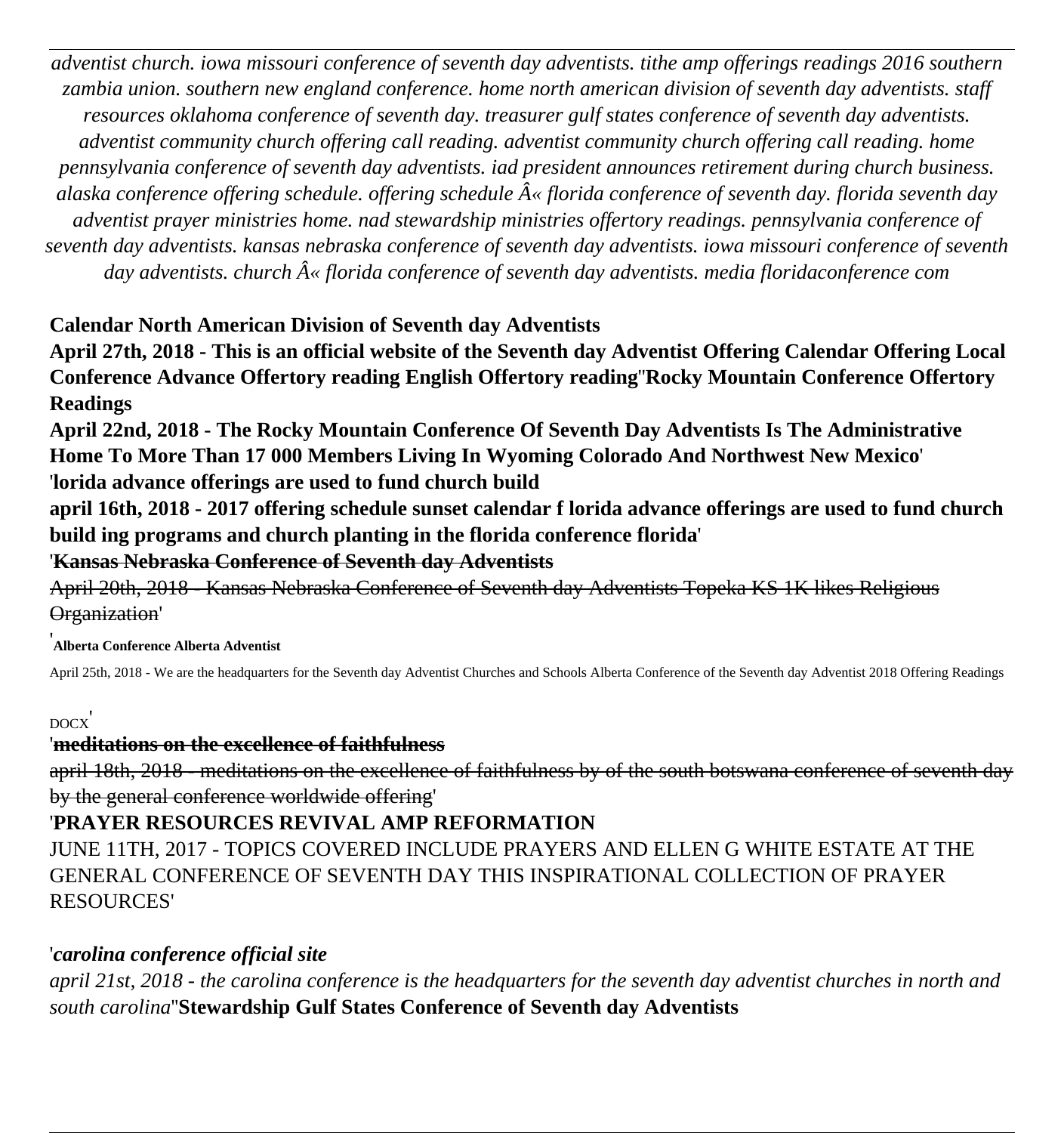*adventist church. iowa missouri conference of seventh day adventists. tithe amp offerings readings 2016 southern zambia union. southern new england conference. home north american division of seventh day adventists. staff resources oklahoma conference of seventh day. treasurer gulf states conference of seventh day adventists. adventist community church offering call reading. adventist community church offering call reading. home pennsylvania conference of seventh day adventists. iad president announces retirement during church business. alaska conference offering schedule. offering schedule Â« florida conference of seventh day. florida seventh day adventist prayer ministries home. nad stewardship ministries offertory readings. pennsylvania conference of seventh day adventists. kansas nebraska conference of seventh day adventists. iowa missouri conference of seventh day adventists. church Â« florida conference of seventh day adventists. media floridaconference com*

**Calendar North American Division of Seventh day Adventists**

**April 27th, 2018 - This is an official website of the Seventh day Adventist Offering Calendar Offering Local Conference Advance Offertory reading English Offertory reading''Rocky Mountain Conference Offertory Readings**

**April 22nd, 2018 - The Rocky Mountain Conference Of Seventh Day Adventists Is The Administrative Home To More Than 17 000 Members Living In Wyoming Colorado And Northwest New Mexico'**

**'lorida advance offerings are used to fund church build**

**april 16th, 2018 - 2017 offering schedule sunset calendar f lorida advance offerings are used to fund church build ing programs and church planting in the florida conference florida'**

**'~~Kansas Nebraska Conference of Seventh day Adventists~~**

~~April 20th, 2018 - Kansas Nebraska Conference of Seventh day Adventists Topeka KS 1K likes Religious Organization~~'

'**Alberta Conference Alberta Adventist**

April 25th, 2018 - We are the headquarters for the Seventh day Adventist Churches and Schools Alberta Conference of the Seventh day Adventist 2018 Offering Readings DOCX'

'**~~meditations on the excellence of faithfulness~~**

~~april 18th, 2018 - meditations on the excellence of faithfulness by of the south botswana conference of seventh day by the general conference worldwide offering~~'

'**PRAYER RESOURCES REVIVAL AMP REFORMATION**

JUNE 11TH, 2017 - TOPICS COVERED INCLUDE PRAYERS AND ELLEN G WHITE ESTATE AT THE GENERAL CONFERENCE OF SEVENTH DAY THIS INSPIRATIONAL COLLECTION OF PRAYER RESOURCES'

'***carolina conference official site***

*april 21st, 2018 - the carolina conference is the headquarters for the seventh day adventist churches in north and south carolina*''**Stewardship Gulf States Conference of Seventh day Adventists**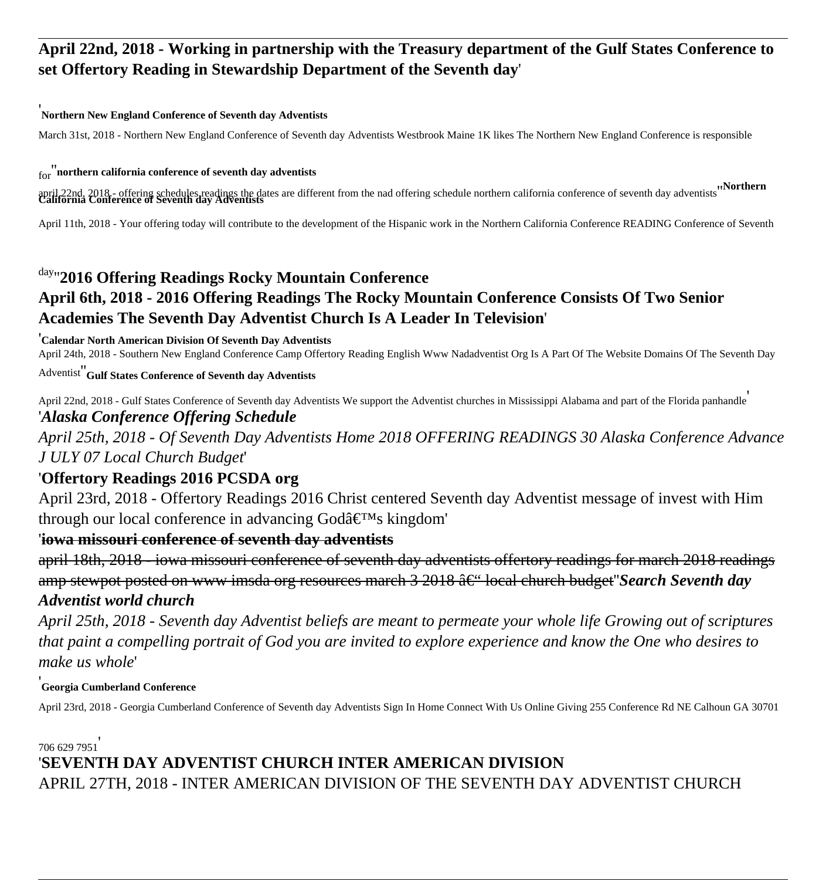**April 22nd, 2018 - Working in partnership with the Treasury department of the Gulf States Conference to set Offertory Reading in Stewardship Department of the Seventh day**'

'**Northern New England Conference of Seventh day Adventists**

March 31st, 2018 - Northern New England Conference of Seventh day Adventists Westbrook Maine 1K likes The Northern New England Conference is responsible for''**northern california conference of seventh day adventists**

april 22nd, 2018 - offering schedules readings the dates are different from the nad offering schedule northern california conference of seventh day adventists''**Northern California Conference of Seventh day Adventists**

April 11th, 2018 - Your offering today will contribute to the development of the Hispanic work in the Northern California Conference READING Conference of Seventh day''**2016 Offering Readings Rocky Mountain Conference**

**April 6th, 2018 - 2016 Offering Readings The Rocky Mountain Conference Consists Of Two Senior Academies The Seventh Day Adventist Church Is A Leader In Television**'

'**Calendar North American Division Of Seventh Day Adventists**

April 24th, 2018 - Southern New England Conference Camp Offertory Reading English Www Nadadventist Org Is A Part Of The Website Domains Of The Seventh Day Adventist''**Gulf States Conference of Seventh day Adventists**

April 22nd, 2018 - Gulf States Conference of Seventh day Adventists We support the Adventist churches in Mississippi Alabama and part of the Florida panhandle'

'***Alaska Conference Offering Schedule***

*April 25th, 2018 - Of Seventh Day Adventists Home 2018 OFFERING READINGS 30 Alaska Conference Advance J ULY 07 Local Church Budget*'

'**Offertory Readings 2016 PCSDA org**

April 23rd, 2018 - Offertory Readings 2016 Christ centered Seventh day Adventist message of invest with Him through our local conference in advancing Godâ€™s kingdom'

'~~**iowa missouri conference of seventh day adventists**~~

~~april 18th, 2018 - iowa missouri conference of seventh day adventists offertory readings for march 2018 readings amp stewpot posted on www imsda org resources march 3 2018 â€“ local church budget~~''***Search Seventh day Adventist world church***

*April 25th, 2018 - Seventh day Adventist beliefs are meant to permeate your whole life Growing out of scriptures that paint a compelling portrait of God you are invited to explore experience and know the One who desires to make us whole*'

'**Georgia Cumberland Conference**

April 23rd, 2018 - Georgia Cumberland Conference of Seventh day Adventists Sign In Home Connect With Us Online Giving 255 Conference Rd NE Calhoun GA 30701 706 629 7951'

'**SEVENTH DAY ADVENTIST CHURCH INTER AMERICAN DIVISION**

APRIL 27TH, 2018 - INTER AMERICAN DIVISION OF THE SEVENTH DAY ADVENTIST CHURCH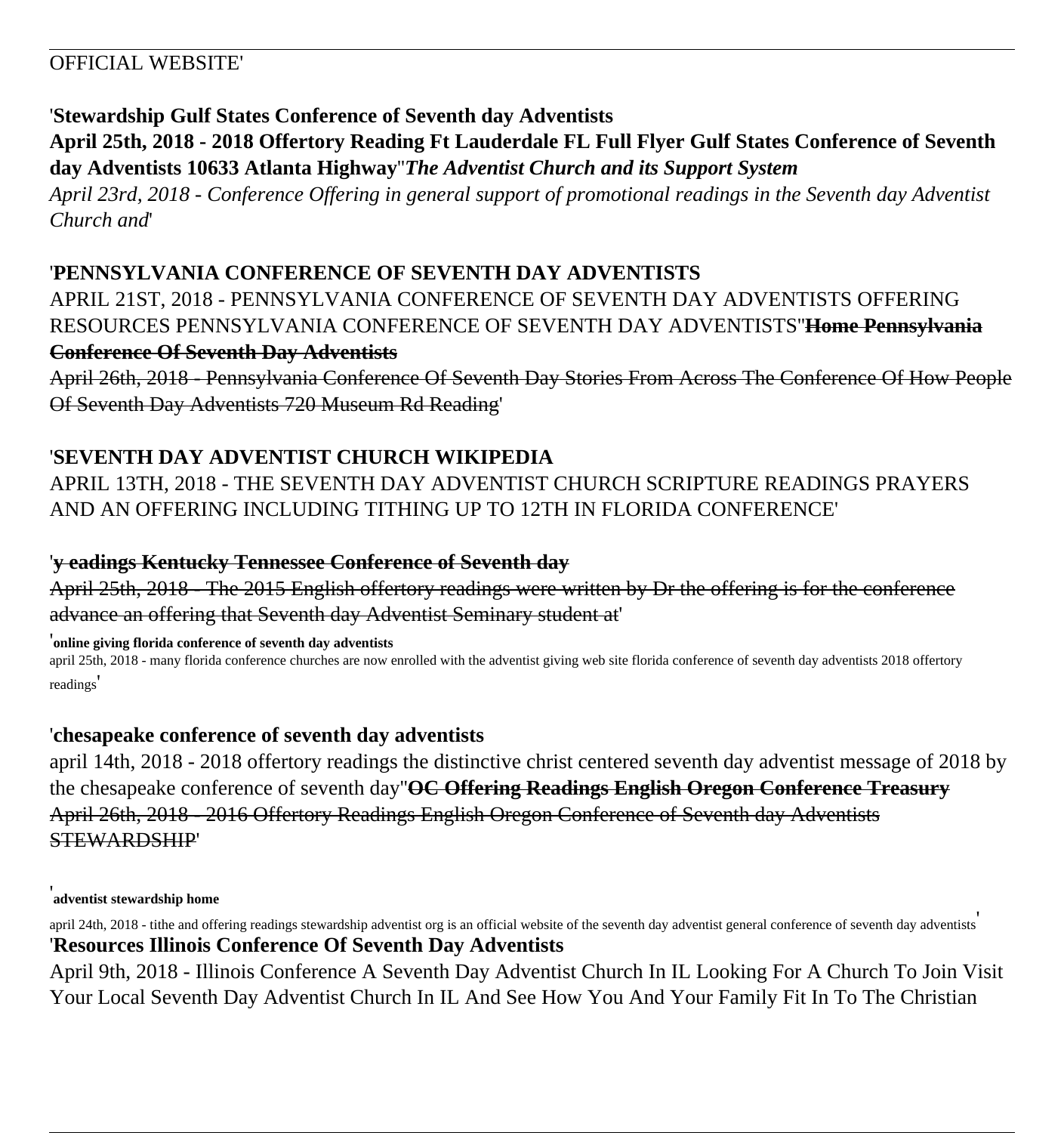OFFICIAL WEBSITE'

'**Stewardship Gulf States Conference of Seventh day Adventists**

**April 25th, 2018 - 2018 Offertory Reading Ft Lauderdale FL Full Flyer Gulf States Conference of Seventh day Adventists 10633 Atlanta Highway**''***The Adventist Church and its Support System***

*April 23rd, 2018 - Conference Offering in general support of promotional readings in the Seventh day Adventist Church and*'

'**PENNSYLVANIA CONFERENCE OF SEVENTH DAY ADVENTISTS**

APRIL 21ST, 2018 - PENNSYLVANIA CONFERENCE OF SEVENTH DAY ADVENTISTS OFFERING RESOURCES PENNSYLVANIA CONFERENCE OF SEVENTH DAY ADVENTISTS''~~**Home Pennsylvania Conference Of Seventh Day Adventists**~~

~~April 26th, 2018 - Pennsylvania Conference Of Seventh Day Stories From Across The Conference Of How People Of Seventh Day Adventists 720 Museum Rd Reading~~'

'**SEVENTH DAY ADVENTIST CHURCH WIKIPEDIA**

APRIL 13TH, 2018 - THE SEVENTH DAY ADVENTIST CHURCH SCRIPTURE READINGS PRAYERS AND AN OFFERING INCLUDING TITHING UP TO 12TH IN FLORIDA CONFERENCE'

'~~**y eadings Kentucky Tennessee Conference of Seventh day**~~

~~April 25th, 2018 - The 2015 English offertory readings were written by Dr the offering is for the conference advance an offering that Seventh day Adventist Seminary student at~~'

'**online giving florida conference of seventh day adventists**

april 25th, 2018 - many florida conference churches are now enrolled with the adventist giving web site florida conference of seventh day adventists 2018 offertory readings'

'**chesapeake conference of seventh day adventists**

april 14th, 2018 - 2018 offertory readings the distinctive christ centered seventh day adventist message of 2018 by the chesapeake conference of seventh day''~~**OC Offering Readings English Oregon Conference Treasury**~~
~~April 26th, 2018 - 2016 Offertory Readings English Oregon Conference of Seventh day Adventists STEWARDSHIP~~'

'**adventist stewardship home**

april 24th, 2018 - tithe and offering readings stewardship adventist org is an official website of the seventh day adventist general conference of seventh day adventists'

'**Resources Illinois Conference Of Seventh Day Adventists**

April 9th, 2018 - Illinois Conference A Seventh Day Adventist Church In IL Looking For A Church To Join Visit Your Local Seventh Day Adventist Church In IL And See How You And Your Family Fit In To The Christian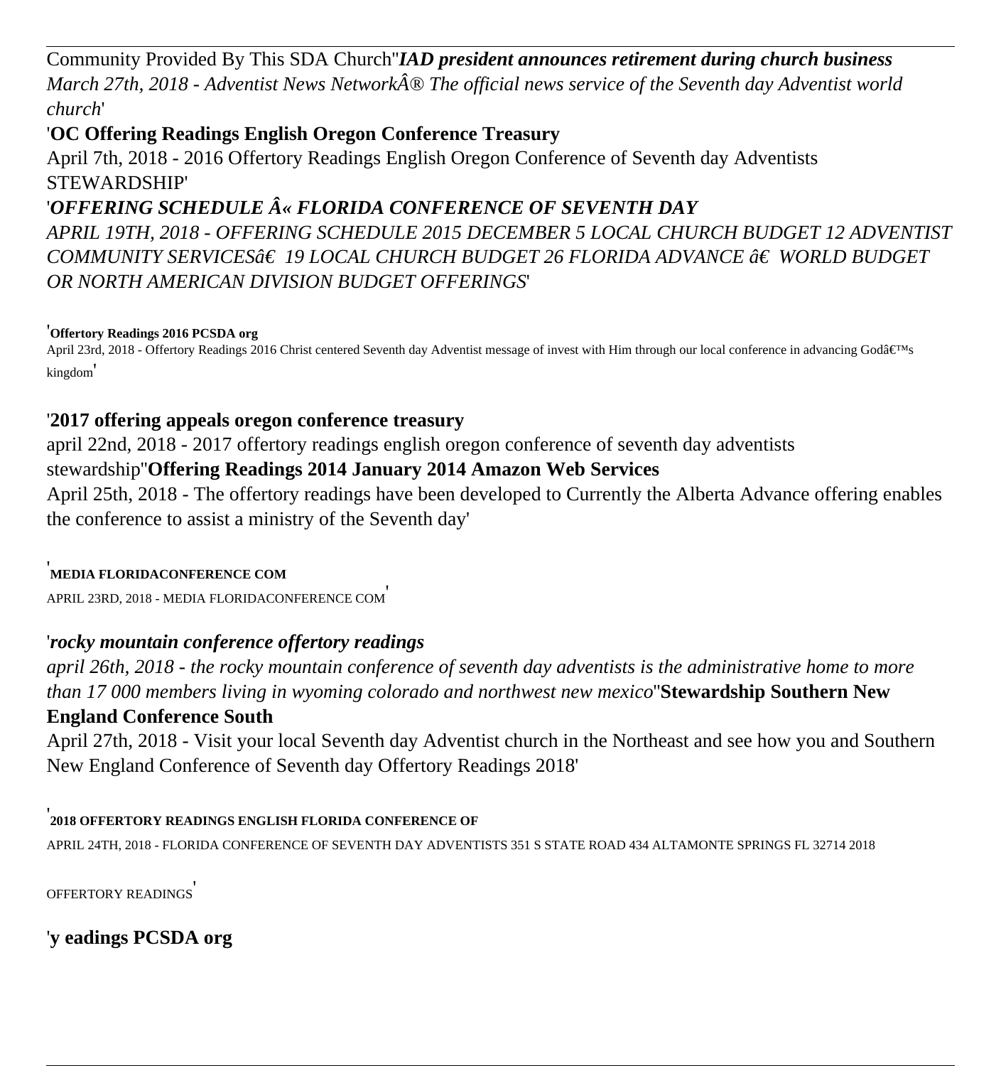Community Provided By This SDA Church''***IAD president announces retirement during church business***
*March 27th, 2018 - Adventist News NetworkÂ® The official news service of the Seventh day Adventist world church*'

'**OC Offering Readings English Oregon Conference Treasury**
April 7th, 2018 - 2016 Offertory Readings English Oregon Conference of Seventh day Adventists STEWARDSHIP'

'***OFFERING SCHEDULE Â« FLORIDA CONFERENCE OF SEVENTH DAY***
*APRIL 19TH, 2018 - OFFERING SCHEDULE 2015 DECEMBER 5 LOCAL CHURCH BUDGET 12 ADVENTIST COMMUNITY SERVICESâ€ 19 LOCAL CHURCH BUDGET 26 FLORIDA ADVANCE â€ WORLD BUDGET OR NORTH AMERICAN DIVISION BUDGET OFFERINGS*'

'**Offertory Readings 2016 PCSDA org**
April 23rd, 2018 - Offertory Readings 2016 Christ centered Seventh day Adventist message of invest with Him through our local conference in advancing Godâ€™s kingdom'

'**2017 offering appeals oregon conference treasury**
april 22nd, 2018 - 2017 offertory readings english oregon conference of seventh day adventists stewardship''**Offering Readings 2014 January 2014 Amazon Web Services**
April 25th, 2018 - The offertory readings have been developed to Currently the Alberta Advance offering enables the conference to assist a ministry of the Seventh day'

'**MEDIA FLORIDACONFERENCE COM**
APRIL 23RD, 2018 - MEDIA FLORIDACONFERENCE COM'

'***rocky mountain conference offertory readings***
*april 26th, 2018 - the rocky mountain conference of seventh day adventists is the administrative home to more than 17 000 members living in wyoming colorado and northwest new mexico*''**Stewardship Southern New England Conference South**
April 27th, 2018 - Visit your local Seventh day Adventist church in the Northeast and see how you and Southern New England Conference of Seventh day Offertory Readings 2018'

'**2018 OFFERTORY READINGS ENGLISH FLORIDA CONFERENCE OF**
APRIL 24TH, 2018 - FLORIDA CONFERENCE OF SEVENTH DAY ADVENTISTS 351 S STATE ROAD 434 ALTAMONTE SPRINGS FL 32714 2018 OFFERTORY READINGS'

'**y eadings PCSDA org**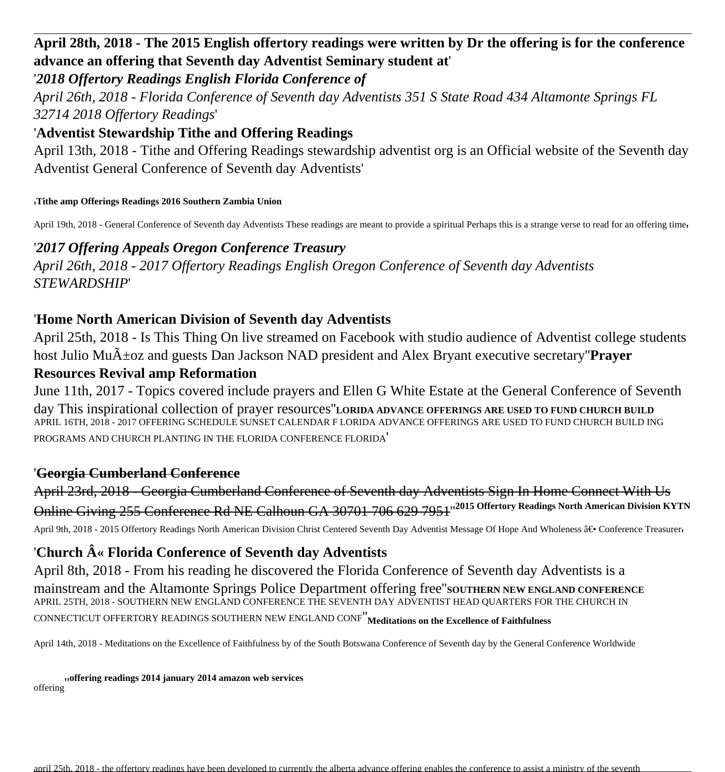**April 28th, 2018 - The 2015 English offertory readings were written by Dr the offering is for the conference advance an offering that Seventh day Adventist Seminary student at**'

'***2018 Offertory Readings English Florida Conference of***

*April 26th, 2018 - Florida Conference of Seventh day Adventists 351 S State Road 434 Altamonte Springs FL 32714 2018 Offertory Readings*'

'**Adventist Stewardship Tithe and Offering Readings**

April 13th, 2018 - Tithe and Offering Readings stewardship adventist org is an Official website of the Seventh day Adventist General Conference of Seventh day Adventists'

'**Tithe amp Offerings Readings 2016 Southern Zambia Union**

April 19th, 2018 - General Conference of Seventh day Adventists These readings are meant to provide a spiritual Perhaps this is a strange verse to read for an offering time'

'***2017 Offering Appeals Oregon Conference Treasury***

*April 26th, 2018 - 2017 Offertory Readings English Oregon Conference of Seventh day Adventists STEWARDSHIP*'

'**Home North American Division of Seventh day Adventists**

April 25th, 2018 - Is This Thing On live streamed on Facebook with studio audience of Adventist college students host Julio MuÃ±oz and guests Dan Jackson NAD president and Alex Bryant executive secretary''**Prayer Resources Revival amp Reformation**

June 11th, 2017 - Topics covered include prayers and Ellen G White Estate at the General Conference of Seventh day This inspirational collection of prayer resources''**LORIDA ADVANCE OFFERINGS ARE USED TO FUND CHURCH BUILD**

APRIL 16TH, 2018 - 2017 OFFERING SCHEDULE SUNSET CALENDAR F LORIDA ADVANCE OFFERINGS ARE USED TO FUND CHURCH BUILD ING PROGRAMS AND CHURCH PLANTING IN THE FLORIDA CONFERENCE FLORIDA'

'~~**Georgia Cumberland Conference**~~

~~April 23rd, 2018 - Georgia Cumberland Conference of Seventh day Adventists Sign In Home Connect With Us Online Giving 255 Conference Rd NE Calhoun GA 30701 706 629 7951~~''**2015 Offertory Readings North American Division KYTN**

April 9th, 2018 - 2015 Offertory Readings North American Division Christ Centered Seventh Day Adventist Message Of Hope And Wholeness â€• Conference Treasurer'

'**Church Â« Florida Conference of Seventh day Adventists**

April 8th, 2018 - From his reading he discovered the Florida Conference of Seventh day Adventists is a mainstream and the Altamonte Springs Police Department offering free''**SOUTHERN NEW ENGLAND CONFERENCE**

APRIL 25TH, 2018 - SOUTHERN NEW ENGLAND CONFERENCE THE SEVENTH DAY ADVENTIST HEAD QUARTERS FOR THE CHURCH IN CONNECTICUT OFFERTORY READINGS SOUTHERN NEW ENGLAND CONF''**Meditations on the Excellence of Faithfulness**

April 14th, 2018 - Meditations on the Excellence of Faithfulness by of the South Botswana Conference of Seventh day by the General Conference Worldwide offering''**offering readings 2014 january 2014 amazon web services**

april 25th, 2018 - the offertory readings have been developed to currently the alberta advance offering enables the conference to assist a ministry of the seventh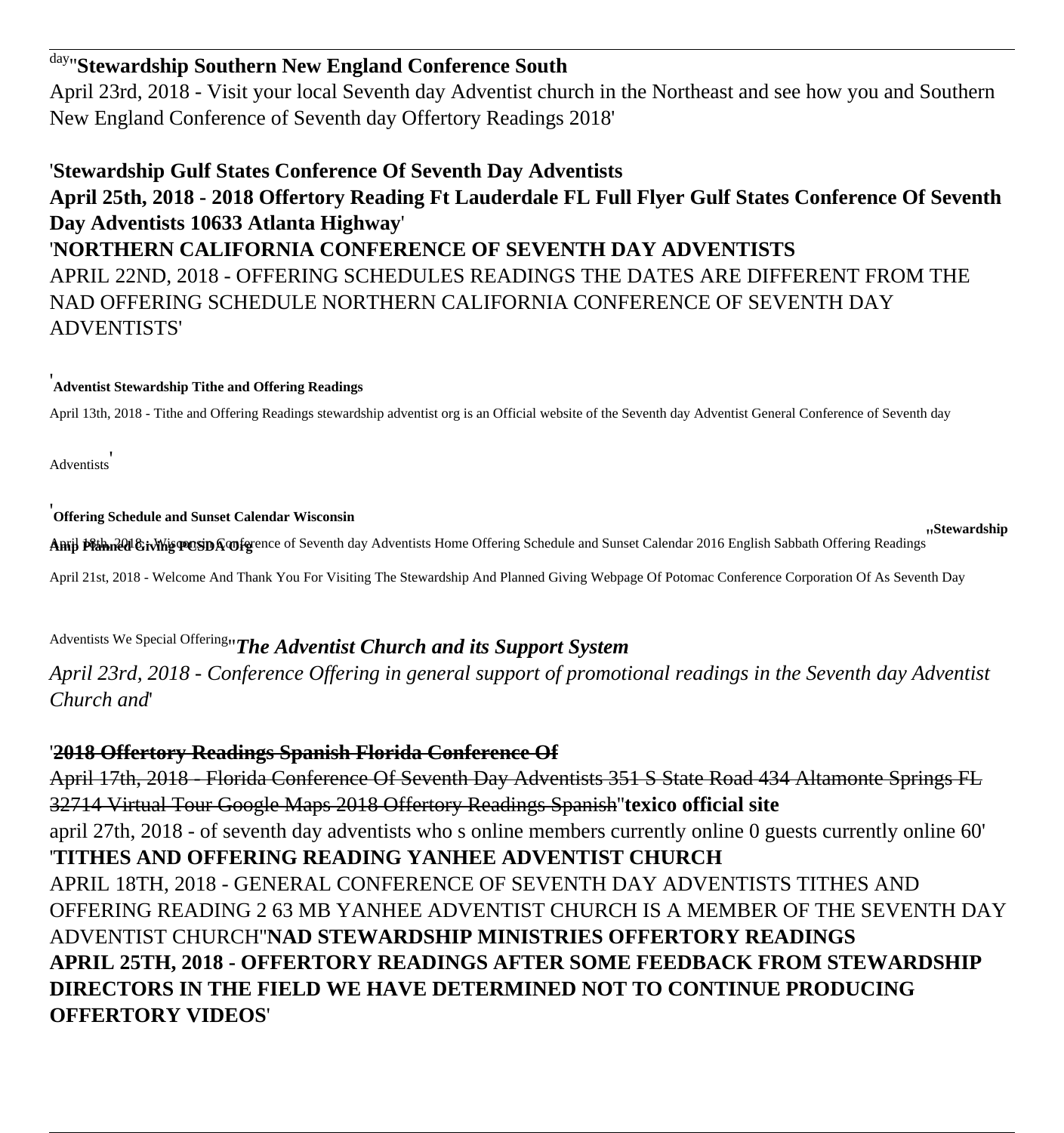day''**Stewardship Southern New England Conference South**

April 23rd, 2018 - Visit your local Seventh day Adventist church in the Northeast and see how you and Southern New England Conference of Seventh day Offertory Readings 2018'

'**Stewardship Gulf States Conference Of Seventh Day Adventists**

**April 25th, 2018 - 2018 Offertory Reading Ft Lauderdale FL Full Flyer Gulf States Conference Of Seventh Day Adventists 10633 Atlanta Highway**'

'**NORTHERN CALIFORNIA CONFERENCE OF SEVENTH DAY ADVENTISTS**

APRIL 22ND, 2018 - OFFERING SCHEDULES READINGS THE DATES ARE DIFFERENT FROM THE NAD OFFERING SCHEDULE NORTHERN CALIFORNIA CONFERENCE OF SEVENTH DAY ADVENTISTS'

'**Adventist Stewardship Tithe and Offering Readings**

April 13th, 2018 - Tithe and Offering Readings stewardship adventist org is an Official website of the Seventh day Adventist General Conference of Seventh day Adventists'

'**Offering Schedule and Sunset Calendar Wisconsin**

April 18th, 2018 - Wisconsin Conference of Seventh day Adventists Home Offering Schedule and Sunset Calendar 2016 English Sabbath Offering Readings''**Stewardship Amp Planned Giving PCSDA Org**

April 21st, 2018 - Welcome And Thank You For Visiting The Stewardship And Planned Giving Webpage Of Potomac Conference Corporation Of As Seventh Day Adventists We Special Offering''*The Adventist Church and its Support System*

*April 23rd, 2018 - Conference Offering in general support of promotional readings in the Seventh day Adventist Church and*'

'~~**2018 Offertory Readings Spanish Florida Conference Of**~~

~~April 17th, 2018 - Florida Conference Of Seventh Day Adventists 351 S State Road 434 Altamonte Springs FL 32714 Virtual Tour Google Maps 2018 Offertory Readings Spanish~~''**texico official site**

april 27th, 2018 - of seventh day adventists who s online members currently online 0 guests currently online 60'

'**TITHES AND OFFERING READING YANHEE ADVENTIST CHURCH**

APRIL 18TH, 2018 - GENERAL CONFERENCE OF SEVENTH DAY ADVENTISTS TITHES AND OFFERING READING 2 63 MB YANHEE ADVENTIST CHURCH IS A MEMBER OF THE SEVENTH DAY ADVENTIST CHURCH''**NAD STEWARDSHIP MINISTRIES OFFERTORY READINGS**

**APRIL 25TH, 2018 - OFFERTORY READINGS AFTER SOME FEEDBACK FROM STEWARDSHIP DIRECTORS IN THE FIELD WE HAVE DETERMINED NOT TO CONTINUE PRODUCING OFFERTORY VIDEOS**'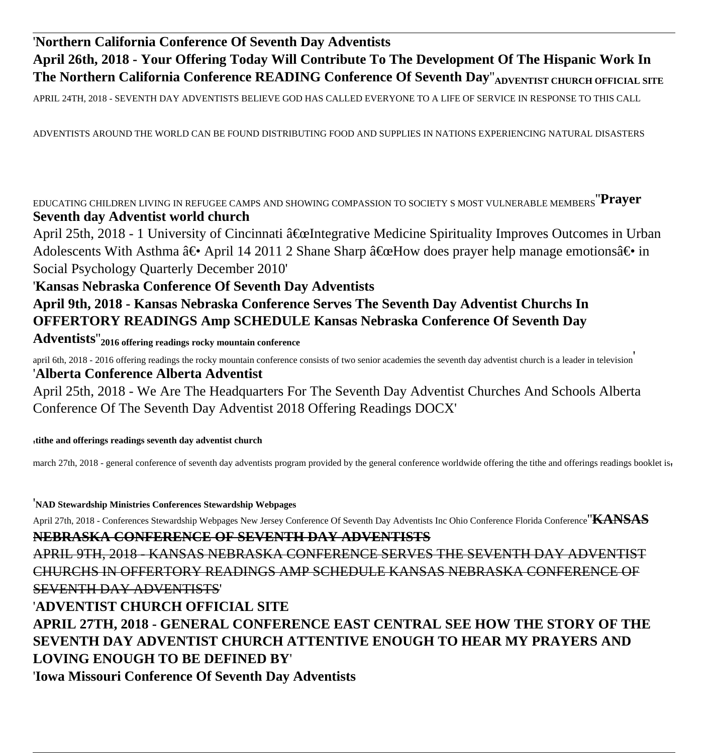'**Northern California Conference Of Seventh Day Adventists**
**April 26th, 2018 - Your Offering Today Will Contribute To The Development Of The Hispanic Work In The Northern California Conference READING Conference Of Seventh Day**''**ADVENTIST CHURCH OFFICIAL SITE**

APRIL 24TH, 2018 - SEVENTH DAY ADVENTISTS BELIEVE GOD HAS CALLED EVERYONE TO A LIFE OF SERVICE IN RESPONSE TO THIS CALL

ADVENTISTS AROUND THE WORLD CAN BE FOUND DISTRIBUTING FOOD AND SUPPLIES IN NATIONS EXPERIENCING NATURAL DISASTERS

EDUCATING CHILDREN LIVING IN REFUGEE CAMPS AND SHOWING COMPASSION TO SOCIETY S MOST VULNERABLE MEMBERS''**Prayer Seventh day Adventist world church**

April 25th, 2018 - 1 University of Cincinnati â€œIntegrative Medicine Spirituality Improves Outcomes in Urban Adolescents With Asthma â€• April 14 2011 2 Shane Sharp â€œHow does prayer help manage emotionsâ€• in Social Psychology Quarterly December 2010'

'**Kansas Nebraska Conference Of Seventh Day Adventists**
**April 9th, 2018 - Kansas Nebraska Conference Serves The Seventh Day Adventist Churchs In OFFERTORY READINGS Amp SCHEDULE Kansas Nebraska Conference Of Seventh Day Adventists**''**2016 offering readings rocky mountain conference**

april 6th, 2018 - 2016 offering readings the rocky mountain conference consists of two senior academies the seventh day adventist church is a leader in television'

'**Alberta Conference Alberta Adventist**

April 25th, 2018 - We Are The Headquarters For The Seventh Day Adventist Churches And Schools Alberta Conference Of The Seventh Day Adventist 2018 Offering Readings DOCX'

,**tithe and offerings readings seventh day adventist church**

march 27th, 2018 - general conference of seventh day adventists program provided by the general conference worldwide offering the tithe and offerings readings booklet is,

'**NAD Stewardship Ministries Conferences Stewardship Webpages**

April 27th, 2018 - Conferences Stewardship Webpages New Jersey Conference Of Seventh Day Adventists Inc Ohio Conference Florida Conference''~~**KANSAS NEBRASKA CONFERENCE OF SEVENTH DAY ADVENTISTS**~~

~~APRIL 9TH, 2018 - KANSAS NEBRASKA CONFERENCE SERVES THE SEVENTH DAY ADVENTIST CHURCHS IN OFFERTORY READINGS AMP SCHEDULE KANSAS NEBRASKA CONFERENCE OF SEVENTH DAY ADVENTISTS~~'

'**ADVENTIST CHURCH OFFICIAL SITE**
**APRIL 27TH, 2018 - GENERAL CONFERENCE EAST CENTRAL SEE HOW THE STORY OF THE SEVENTH DAY ADVENTIST CHURCH ATTENTIVE ENOUGH TO HEAR MY PRAYERS AND LOVING ENOUGH TO BE DEFINED BY**'

'**Iowa Missouri Conference Of Seventh Day Adventists**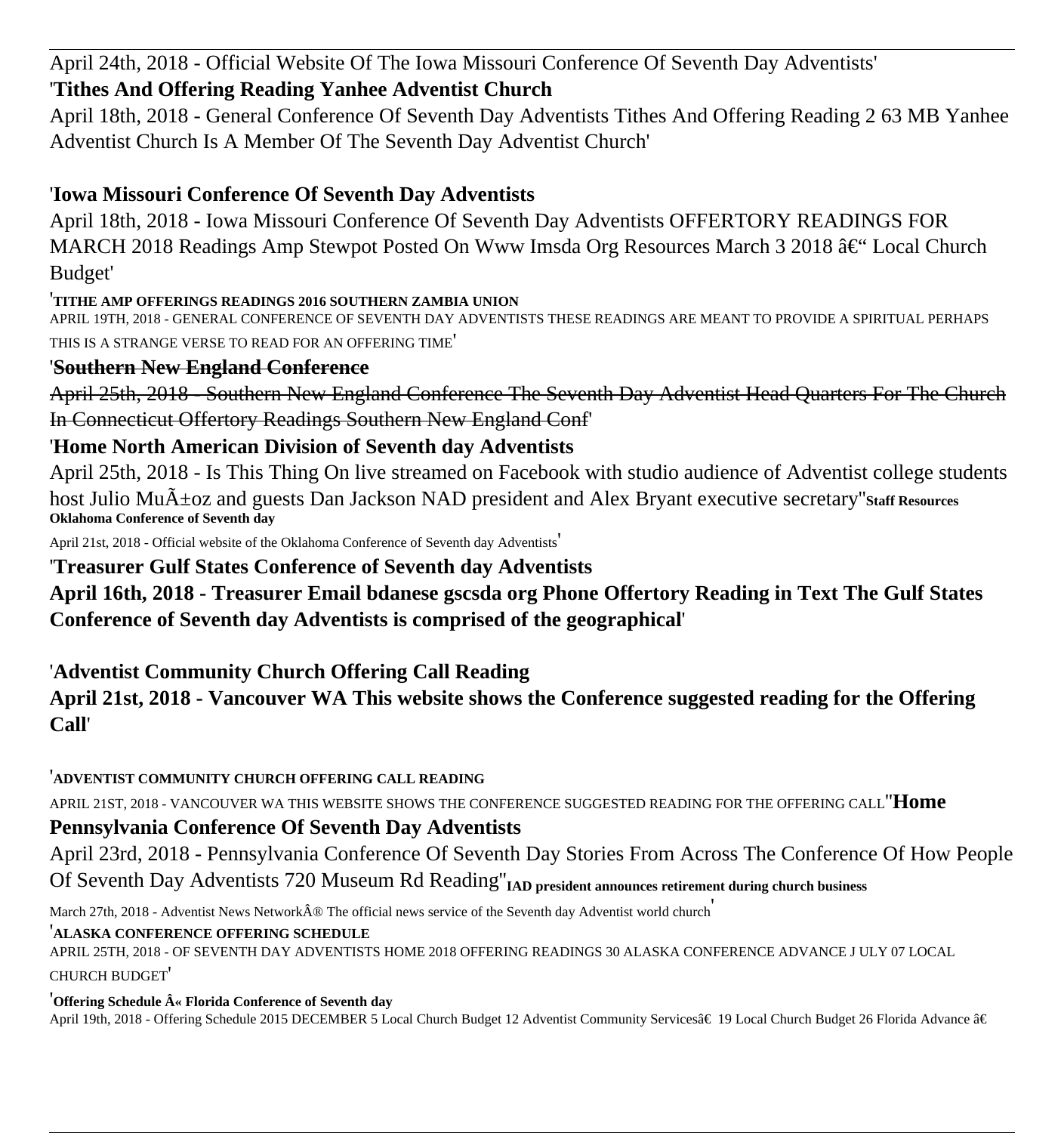April 24th, 2018 - Official Website Of The Iowa Missouri Conference Of Seventh Day Adventists'

'**Tithes And Offering Reading Yanhee Adventist Church**

April 18th, 2018 - General Conference Of Seventh Day Adventists Tithes And Offering Reading 2 63 MB Yanhee Adventist Church Is A Member Of The Seventh Day Adventist Church'

'**Iowa Missouri Conference Of Seventh Day Adventists**

April 18th, 2018 - Iowa Missouri Conference Of Seventh Day Adventists OFFERTORY READINGS FOR MARCH 2018 Readings Amp Stewpot Posted On Www Imsda Org Resources March 3 2018 â€“ Local Church Budget'

'**TITHE AMP OFFERINGS READINGS 2016 SOUTHERN ZAMBIA UNION**

APRIL 19TH, 2018 - GENERAL CONFERENCE OF SEVENTH DAY ADVENTISTS THESE READINGS ARE MEANT TO PROVIDE A SPIRITUAL PERHAPS THIS IS A STRANGE VERSE TO READ FOR AN OFFERING TIME'

'~~**Southern New England Conference**~~

~~April 25th, 2018 - Southern New England Conference The Seventh Day Adventist Head Quarters For The Church In Connecticut Offertory Readings Southern New England Conf~~'

'**Home North American Division of Seventh day Adventists**

April 25th, 2018 - Is This Thing On live streamed on Facebook with studio audience of Adventist college students host Julio MuÃ±oz and guests Dan Jackson NAD president and Alex Bryant executive secretary''**Staff Resources Oklahoma Conference of Seventh day**

April 21st, 2018 - Official website of the Oklahoma Conference of Seventh day Adventists'

'**Treasurer Gulf States Conference of Seventh day Adventists**

**April 16th, 2018 - Treasurer Email bdanese gscsda org Phone Offertory Reading in Text The Gulf States Conference of Seventh day Adventists is comprised of the geographical**'

'**Adventist Community Church Offering Call Reading**

**April 21st, 2018 - Vancouver WA This website shows the Conference suggested reading for the Offering Call**'

'**ADVENTIST COMMUNITY CHURCH OFFERING CALL READING**

APRIL 21ST, 2018 - VANCOUVER WA THIS WEBSITE SHOWS THE CONFERENCE SUGGESTED READING FOR THE OFFERING CALL''**Home Pennsylvania Conference Of Seventh Day Adventists**

April 23rd, 2018 - Pennsylvania Conference Of Seventh Day Stories From Across The Conference Of How People Of Seventh Day Adventists 720 Museum Rd Reading''**IAD president announces retirement during church business**

March 27th, 2018 - Adventist News NetworkÂ® The official news service of the Seventh day Adventist world church'

'**ALASKA CONFERENCE OFFERING SCHEDULE**

APRIL 25TH, 2018 - OF SEVENTH DAY ADVENTISTS HOME 2018 OFFERING READINGS 30 ALASKA CONFERENCE ADVANCE J ULY 07 LOCAL CHURCH BUDGET'

'**Offering Schedule Â« Florida Conference of Seventh day**

April 19th, 2018 - Offering Schedule 2015 DECEMBER 5 Local Church Budget 12 Adventist Community Servicesâ€ 19 Local Church Budget 26 Florida Advance â€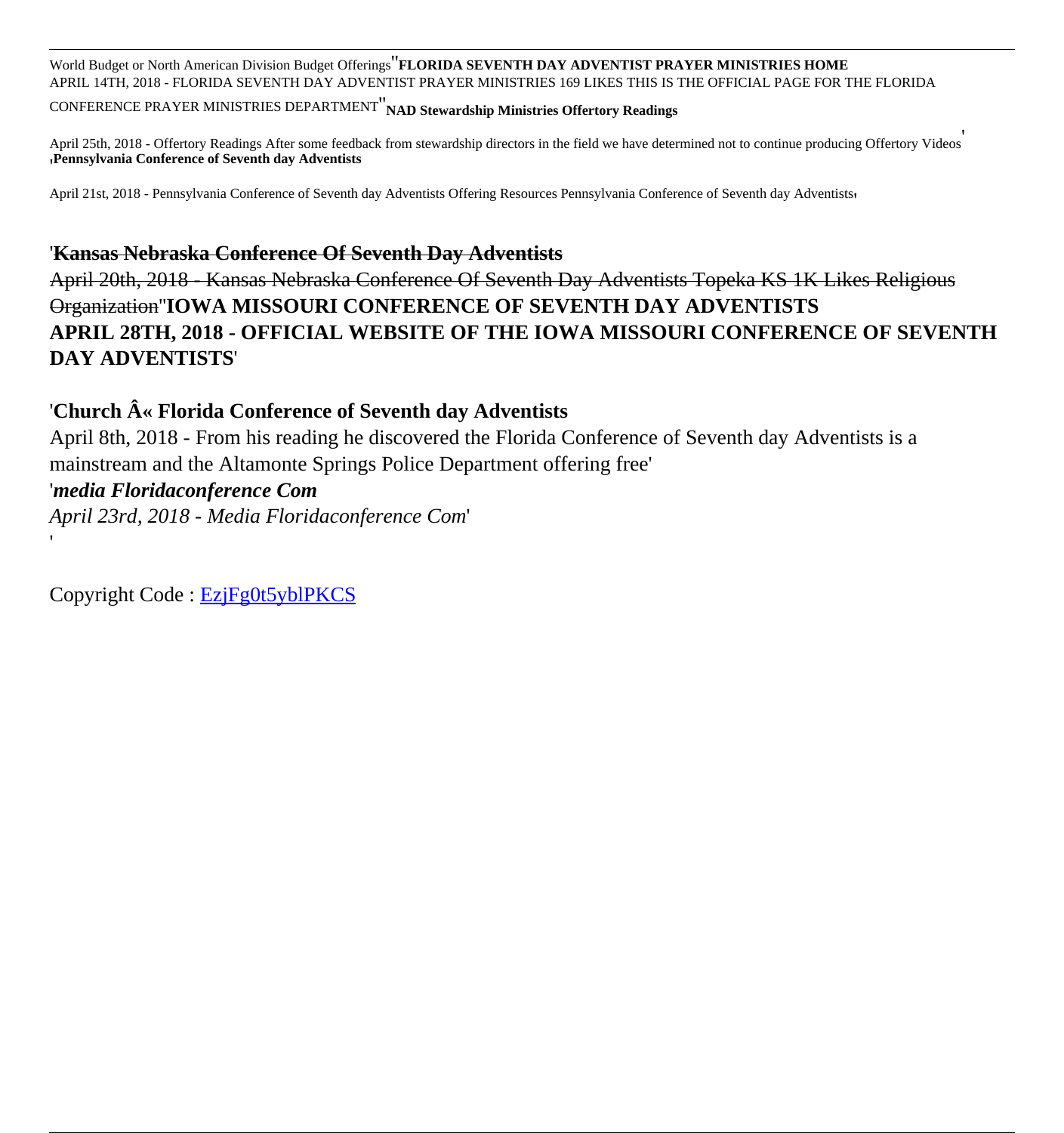World Budget or North American Division Budget Offerings''**FLORIDA SEVENTH DAY ADVENTIST PRAYER MINISTRIES HOME**
APRIL 14TH, 2018 - FLORIDA SEVENTH DAY ADVENTIST PRAYER MINISTRIES 169 LIKES THIS IS THE OFFICIAL PAGE FOR THE FLORIDA CONFERENCE PRAYER MINISTRIES DEPARTMENT''**NAD Stewardship Ministries Offertory Readings**

April 25th, 2018 - Offertory Readings After some feedback from stewardship directors in the field we have determined not to continue producing Offertory Videos'
'**Pennsylvania Conference of Seventh day Adventists**

April 21st, 2018 - Pennsylvania Conference of Seventh day Adventists Offering Resources Pennsylvania Conference of Seventh day Adventists'

'~~**Kansas Nebraska Conference Of Seventh Day Adventists**~~
~~April 20th, 2018 - Kansas Nebraska Conference Of Seventh Day Adventists Topeka KS 1K Likes Religious Organization~~''**IOWA MISSOURI CONFERENCE OF SEVENTH DAY ADVENTISTS**
**APRIL 28TH, 2018 - OFFICIAL WEBSITE OF THE IOWA MISSOURI CONFERENCE OF SEVENTH DAY ADVENTISTS**'

'**Church Â« Florida Conference of Seventh day Adventists**
April 8th, 2018 - From his reading he discovered the Florida Conference of Seventh day Adventists is a mainstream and the Altamonte Springs Police Department offering free'
'***media Floridaconference Com***
*April 23rd, 2018 - Media Floridaconference Com*'
'

Copyright Code : EzjFg0t5yblPKCS